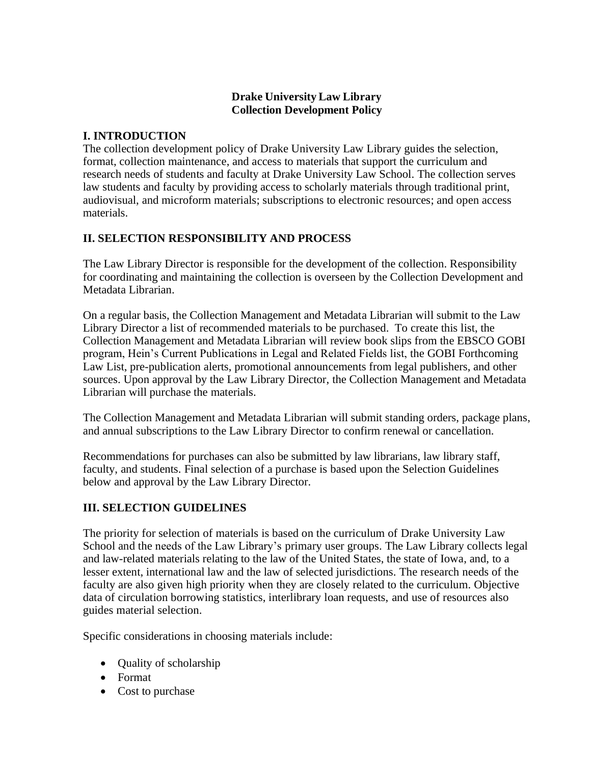# Drake University Law Library
# Collection Development Policy

## I. INTRODUCTION

The collection development policy of Drake University Law Library guides the selection, format, collection maintenance, and access to materials that support the curriculum and research needs of students and faculty at Drake University Law School. The collection serves law students and faculty by providing access to scholarly materials through traditional print, audiovisual, and microform materials; subscriptions to electronic resources; and open access materials.

## II. SELECTION RESPONSIBILITY AND PROCESS

The Law Library Director is responsible for the development of the collection. Responsibility for coordinating and maintaining the collection is overseen by the Collection Development and Metadata Librarian.

On a regular basis, the Collection Management and Metadata Librarian will submit to the Law Library Director a list of recommended materials to be purchased. To create this list, the Collection Management and Metadata Librarian will review book slips from the EBSCO GOBI program, Hein's Current Publications in Legal and Related Fields list, the GOBI Forthcoming Law List, pre-publication alerts, promotional announcements from legal publishers, and other sources. Upon approval by the Law Library Director, the Collection Management and Metadata Librarian will purchase the materials.

The Collection Management and Metadata Librarian will submit standing orders, package plans, and annual subscriptions to the Law Library Director to confirm renewal or cancellation.

Recommendations for purchases can also be submitted by law librarians, law library staff, faculty, and students. Final selection of a purchase is based upon the Selection Guidelines below and approval by the Law Library Director.

## III. SELECTION GUIDELINES

The priority for selection of materials is based on the curriculum of Drake University Law School and the needs of the Law Library's primary user groups. The Law Library collects legal and law-related materials relating to the law of the United States, the state of Iowa, and, to a lesser extent, international law and the law of selected jurisdictions. The research needs of the faculty are also given high priority when they are closely related to the curriculum. Objective data of circulation borrowing statistics, interlibrary loan requests, and use of resources also guides material selection.

Specific considerations in choosing materials include:

- Quality of scholarship
- Format
- Cost to purchase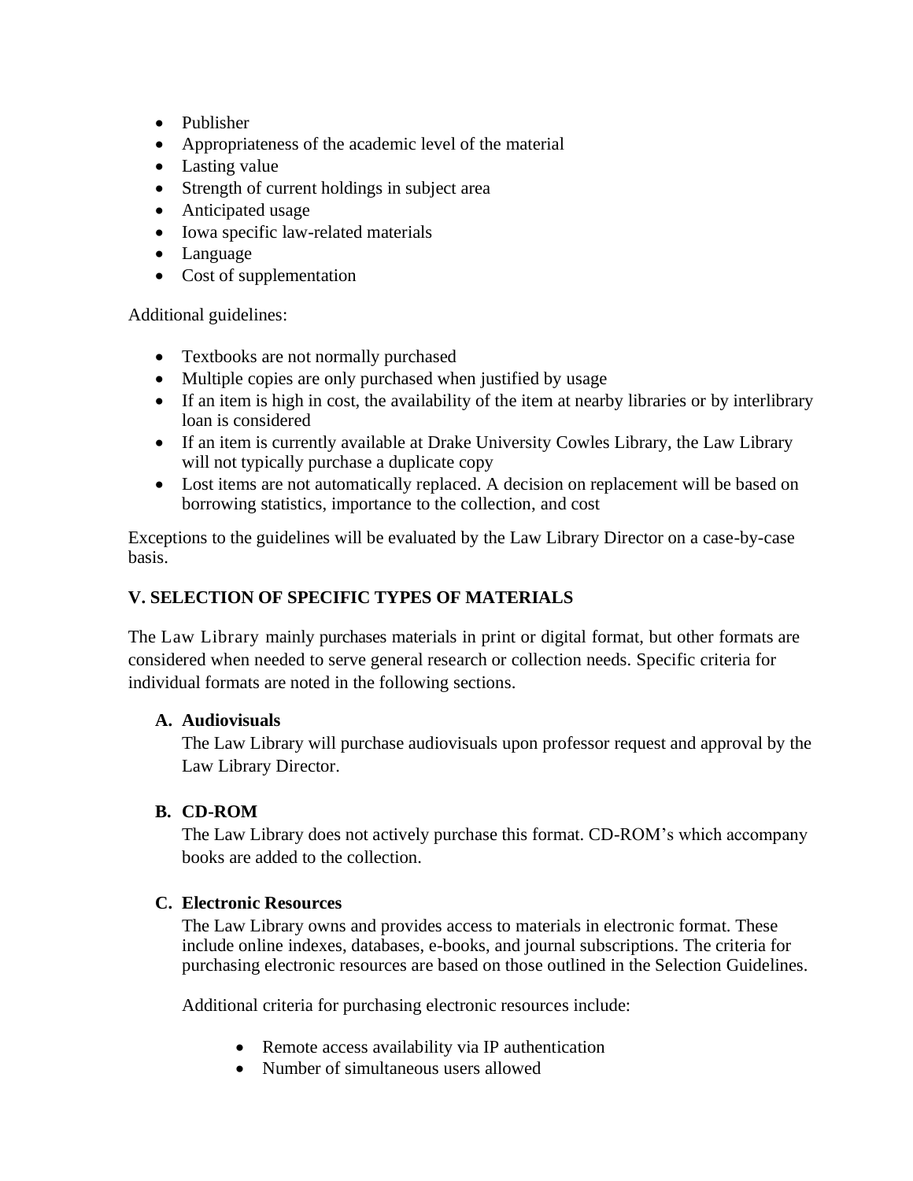- Publisher
- Appropriateness of the academic level of the material
- Lasting value
- Strength of current holdings in subject area
- Anticipated usage
- Iowa specific law-related materials
- Language
- Cost of supplementation

Additional guidelines:

- Textbooks are not normally purchased
- Multiple copies are only purchased when justified by usage
- If an item is high in cost, the availability of the item at nearby libraries or by interlibrary loan is considered
- If an item is currently available at Drake University Cowles Library, the Law Library will not typically purchase a duplicate copy
- Lost items are not automatically replaced. A decision on replacement will be based on borrowing statistics, importance to the collection, and cost

Exceptions to the guidelines will be evaluated by the Law Library Director on a case-by-case basis.

## V. SELECTION OF SPECIFIC TYPES OF MATERIALS

The Law Library mainly purchases materials in print or digital format, but other formats are considered when needed to serve general research or collection needs. Specific criteria for individual formats are noted in the following sections.

### A. Audiovisuals

The Law Library will purchase audiovisuals upon professor request and approval by the Law Library Director.

### B. CD-ROM

The Law Library does not actively purchase this format. CD-ROM's which accompany books are added to the collection.

### C. Electronic Resources

The Law Library owns and provides access to materials in electronic format. These include online indexes, databases, e-books, and journal subscriptions. The criteria for purchasing electronic resources are based on those outlined in the Selection Guidelines.

Additional criteria for purchasing electronic resources include:

- Remote access availability via IP authentication
- Number of simultaneous users allowed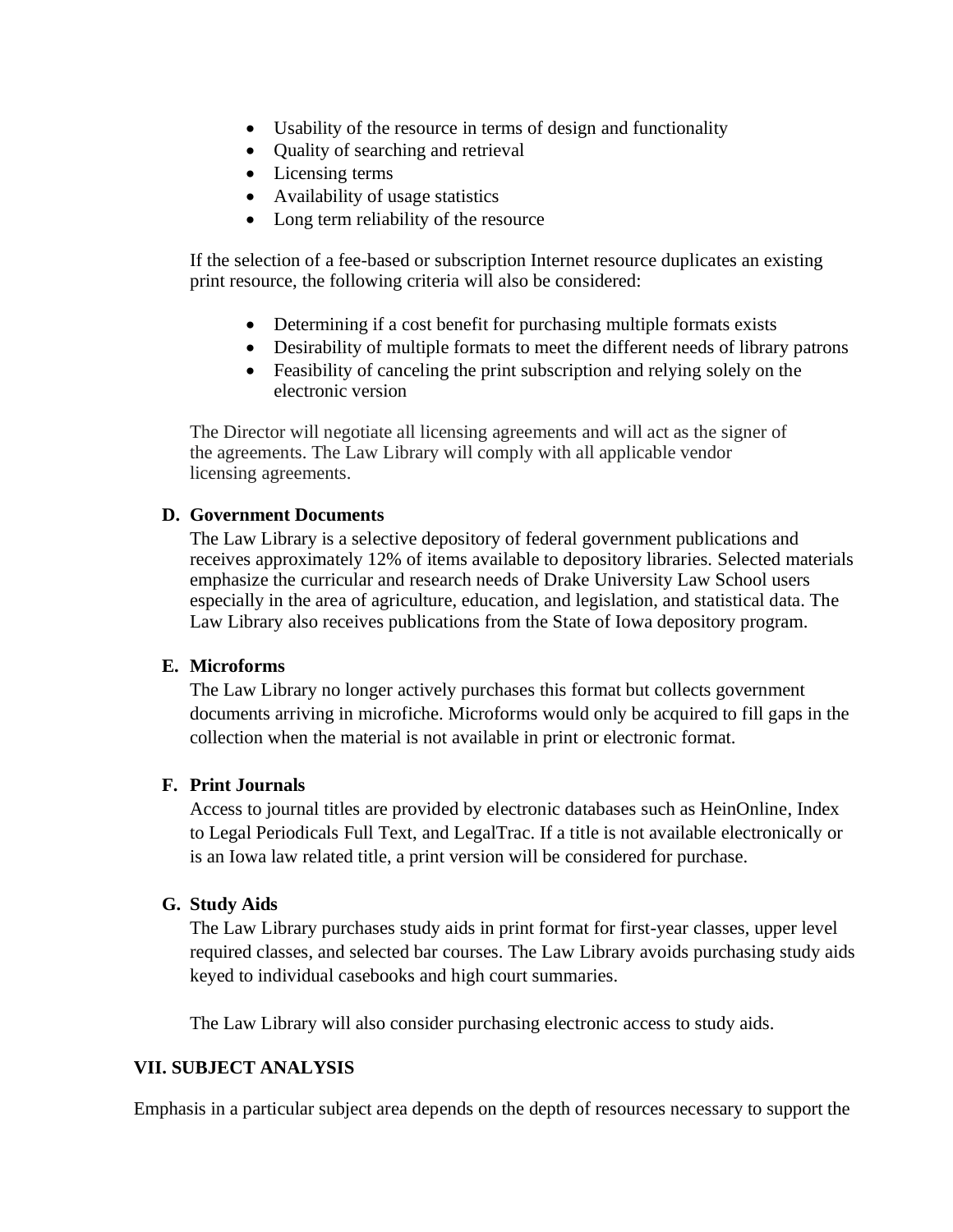- Usability of the resource in terms of design and functionality
- Quality of searching and retrieval
- Licensing terms
- Availability of usage statistics
- Long term reliability of the resource

If the selection of a fee-based or subscription Internet resource duplicates an existing print resource, the following criteria will also be considered:

- Determining if a cost benefit for purchasing multiple formats exists
- Desirability of multiple formats to meet the different needs of library patrons
- Feasibility of canceling the print subscription and relying solely on the electronic version

The Director will negotiate all licensing agreements and will act as the signer of the agreements. The Law Library will comply with all applicable vendor licensing agreements.

**D. Government Documents**

The Law Library is a selective depository of federal government publications and receives approximately 12% of items available to depository libraries. Selected materials emphasize the curricular and research needs of Drake University Law School users especially in the area of agriculture, education, and legislation, and statistical data. The Law Library also receives publications from the State of Iowa depository program.

**E. Microforms**

The Law Library no longer actively purchases this format but collects government documents arriving in microfiche. Microforms would only be acquired to fill gaps in the collection when the material is not available in print or electronic format.

**F. Print Journals**

Access to journal titles are provided by electronic databases such as HeinOnline, Index to Legal Periodicals Full Text, and LegalTrac. If a title is not available electronically or is an Iowa law related title, a print version will be considered for purchase.

**G. Study Aids**

The Law Library purchases study aids in print format for first-year classes, upper level required classes, and selected bar courses. The Law Library avoids purchasing study aids keyed to individual casebooks and high court summaries.

The Law Library will also consider purchasing electronic access to study aids.

## VII. SUBJECT ANALYSIS

Emphasis in a particular subject area depends on the depth of resources necessary to support the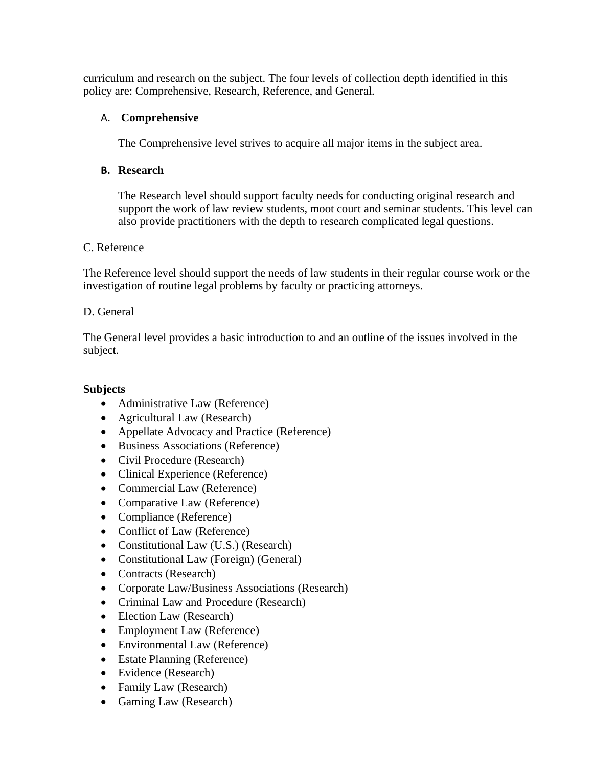curriculum and research on the subject. The four levels of collection depth identified in this policy are: Comprehensive, Research, Reference, and General.

### A. Comprehensive

The Comprehensive level strives to acquire all major items in the subject area.

### B. Research

The Research level should support faculty needs for conducting original research and support the work of law review students, moot court and seminar students. This level can also provide practitioners with the depth to research complicated legal questions.

C. Reference

The Reference level should support the needs of law students in their regular course work or the investigation of routine legal problems by faculty or practicing attorneys.

D. General

The General level provides a basic introduction to and an outline of the issues involved in the subject.

**Subjects**

- Administrative Law (Reference)
- Agricultural Law (Research)
- Appellate Advocacy and Practice (Reference)
- Business Associations (Reference)
- Civil Procedure (Research)
- Clinical Experience (Reference)
- Commercial Law (Reference)
- Comparative Law (Reference)
- Compliance (Reference)
- Conflict of Law (Reference)
- Constitutional Law (U.S.) (Research)
- Constitutional Law (Foreign) (General)
- Contracts (Research)
- Corporate Law/Business Associations (Research)
- Criminal Law and Procedure (Research)
- Election Law (Research)
- Employment Law (Reference)
- Environmental Law (Reference)
- Estate Planning (Reference)
- Evidence (Research)
- Family Law (Research)
- Gaming Law (Research)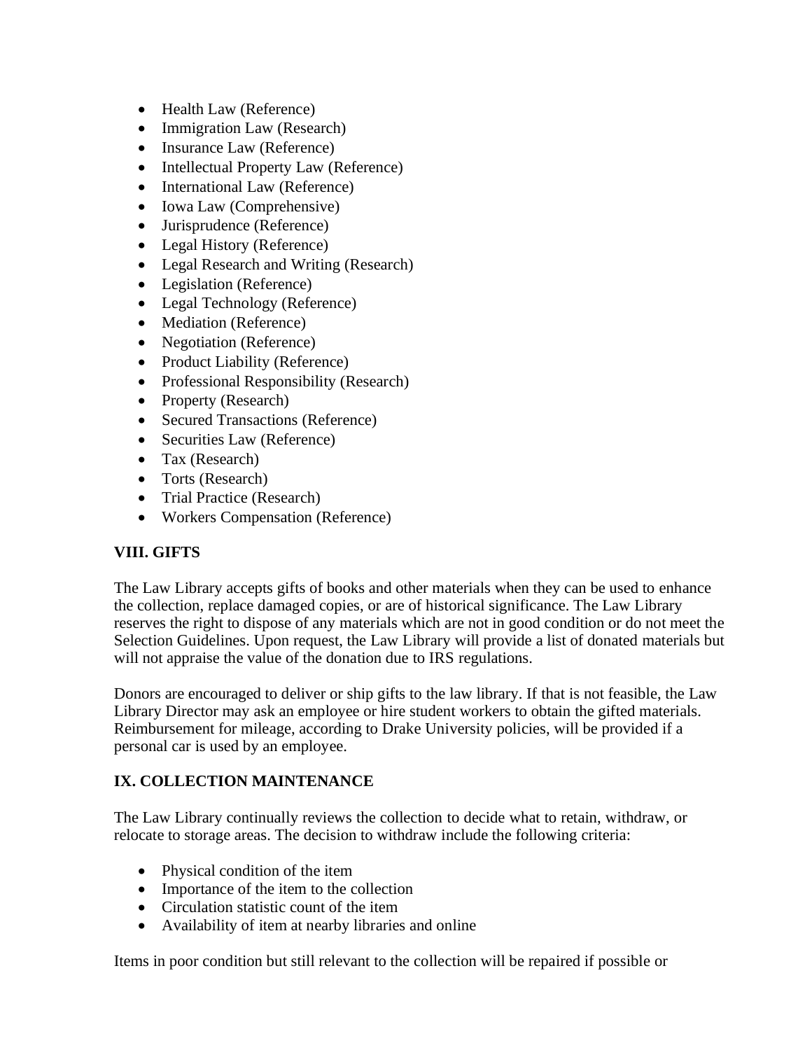- Health Law (Reference)
- Immigration Law (Research)
- Insurance Law (Reference)
- Intellectual Property Law (Reference)
- International Law (Reference)
- Iowa Law (Comprehensive)
- Jurisprudence (Reference)
- Legal History (Reference)
- Legal Research and Writing (Research)
- Legislation (Reference)
- Legal Technology (Reference)
- Mediation (Reference)
- Negotiation (Reference)
- Product Liability (Reference)
- Professional Responsibility (Research)
- Property (Research)
- Secured Transactions (Reference)
- Securities Law (Reference)
- Tax (Research)
- Torts (Research)
- Trial Practice (Research)
- Workers Compensation (Reference)

## VIII. GIFTS

The Law Library accepts gifts of books and other materials when they can be used to enhance the collection, replace damaged copies, or are of historical significance. The Law Library reserves the right to dispose of any materials which are not in good condition or do not meet the Selection Guidelines. Upon request, the Law Library will provide a list of donated materials but will not appraise the value of the donation due to IRS regulations.

Donors are encouraged to deliver or ship gifts to the law library. If that is not feasible, the Law Library Director may ask an employee or hire student workers to obtain the gifted materials. Reimbursement for mileage, according to Drake University policies, will be provided if a personal car is used by an employee.

## IX. COLLECTION MAINTENANCE

The Law Library continually reviews the collection to decide what to retain, withdraw, or relocate to storage areas. The decision to withdraw include the following criteria:

- Physical condition of the item
- Importance of the item to the collection
- Circulation statistic count of the item
- Availability of item at nearby libraries and online

Items in poor condition but still relevant to the collection will be repaired if possible or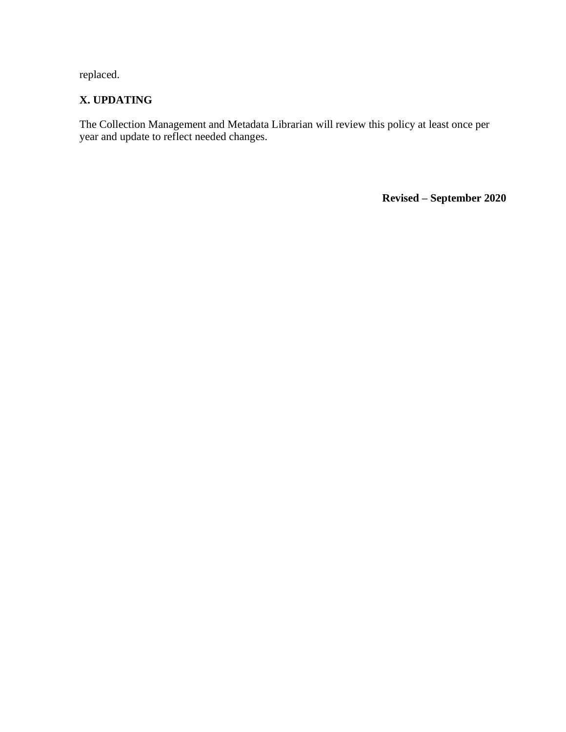replaced.

## X. UPDATING

The Collection Management and Metadata Librarian will review this policy at least once per year and update to reflect needed changes.

**Revised – September 2020**